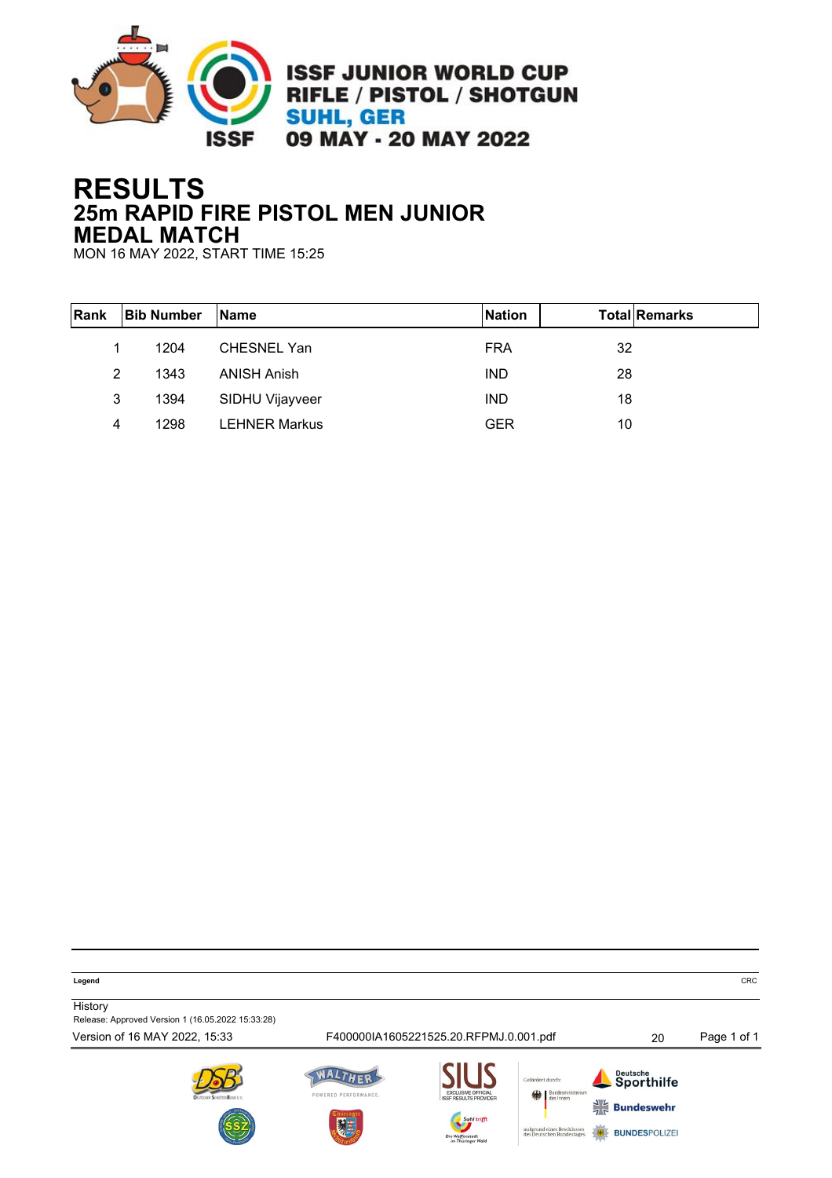ISSF JUNIOR WORLD CUP
RIFLE / PISTOL / SHOTGUN
SUHL, GER
09 MAY - 20 MAY 2022

# RESULTS
## 25m RAPID FIRE PISTOL MEN JUNIOR
## MEDAL MATCH

MON 16 MAY 2022, START TIME 15:25

| Rank | Bib Number | Name | Nation | Total | Remarks |
|---|---|---|---|---|---|
| 1 | 1204 | CHESNEL Yan | FRA | 32 | |
| 2 | 1343 | ANISH Anish | IND | 28 | |
| 3 | 1394 | SIDHU Vijayveer | IND | 18 | |
| 4 | 1298 | LEHNER Markus | GER | 10 | |

**Legend**

CRC

History
Release: Approved Version 1 (16.05.2022 15:33:28)
Version of 16 MAY 2022, 15:33    F400000IA1605221525.20.RFPMJ.0.001.pdf    20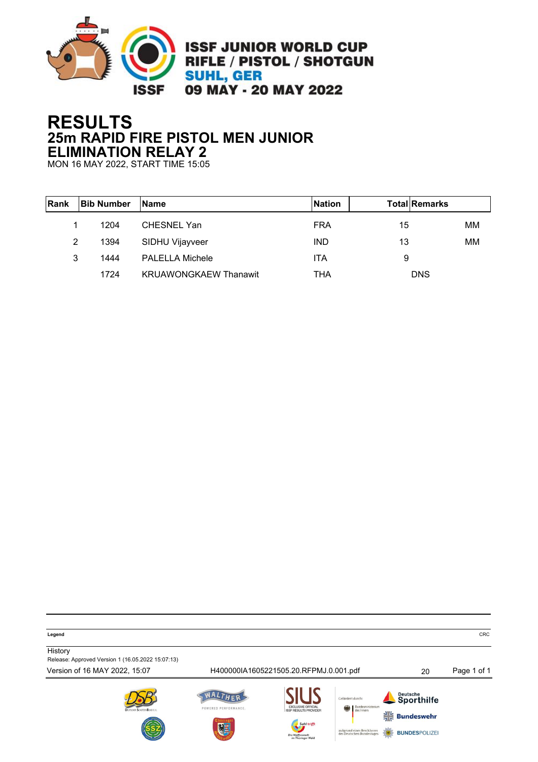ISSF JUNIOR WORLD CUP
RIFLE / PISTOL / SHOTGUN
SUHL, GER
09 MAY - 20 MAY 2022

# RESULTS
## 25m RAPID FIRE PISTOL MEN JUNIOR
## ELIMINATION RELAY 2

MON 16 MAY 2022, START TIME 15:05

| Rank | Bib Number | Name | Nation | Total | Remarks |
|---|---|---|---|---|---|
| 1 | 1204 | CHESNEL Yan | FRA | 15 | MM |
| 2 | 1394 | SIDHU Vijayveer | IND | 13 | MM |
| 3 | 1444 | PALELLA Michele | ITA | 9 | |
| | 1724 | KRUAWONGKAEW Thanawit | THA | | DNS |

**Legend** CRC

History
Release: Approved Version 1 (16.05.2022 15:07:13)
Version of 16 MAY 2022, 15:07 H400000IA1605221505.20.RFPMJ.0.001.pdf 20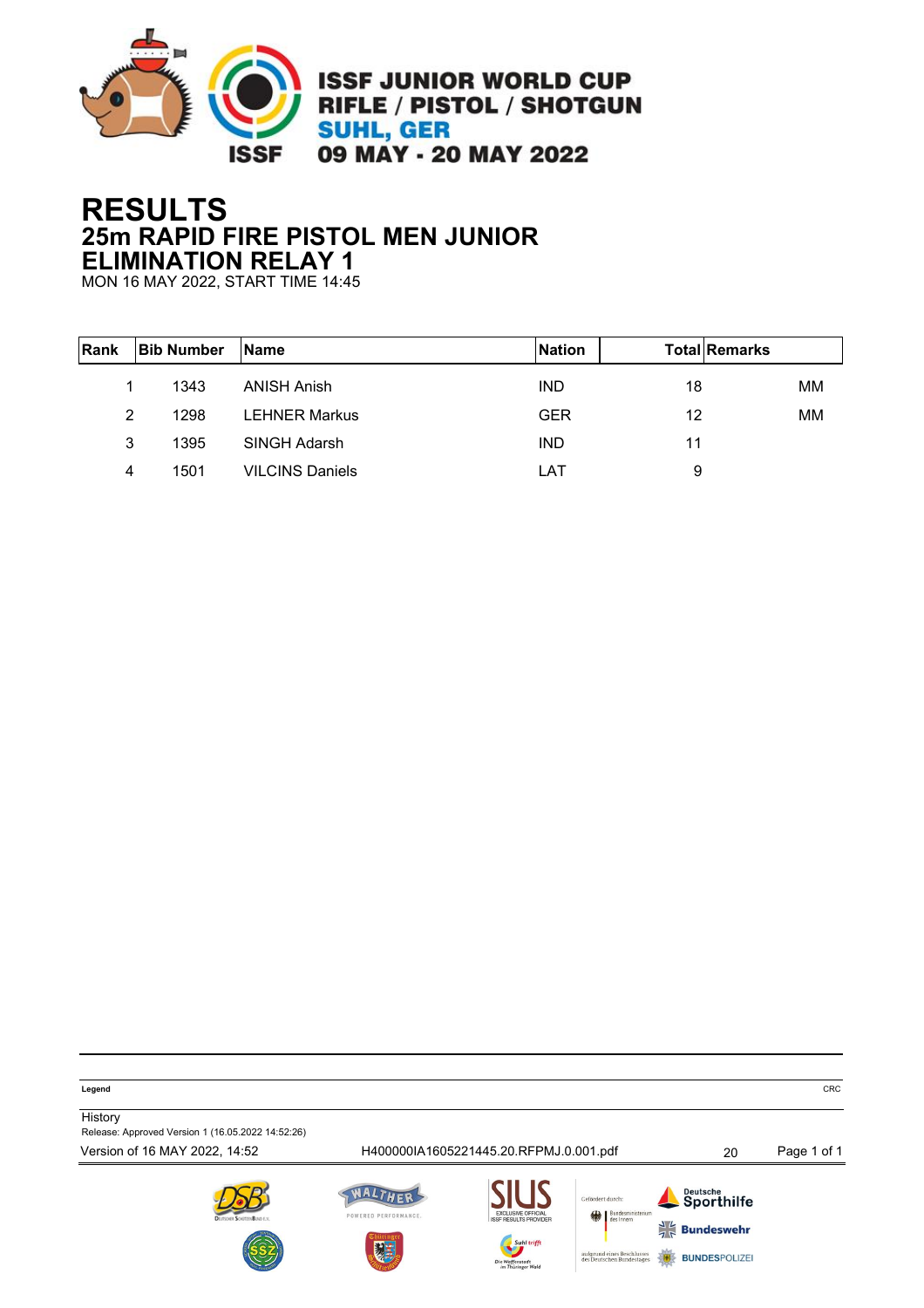ISSF JUNIOR WORLD CUP
RIFLE / PISTOL / SHOTGUN
SUHL, GER
09 MAY - 20 MAY 2022

# RESULTS
## 25m RAPID FIRE PISTOL MEN JUNIOR
## ELIMINATION RELAY 1

MON 16 MAY 2022, START TIME 14:45

| Rank | Bib Number | Name | Nation | Total | Remarks |
|---|---|---|---|---|---|
| 1 | 1343 | ANISH Anish | IND | 18 | MM |
| 2 | 1298 | LEHNER Markus | GER | 12 | MM |
| 3 | 1395 | SINGH Adarsh | IND | 11 | |
| 4 | 1501 | VILCINS Daniels | LAT | 9 | |

**Legend** CRC

History
Release: Approved Version 1 (16.05.2022 14:52:26)

Version of 16 MAY 2022, 14:52    H400000IA1605221445.20.RFPMJ.0.001.pdf    20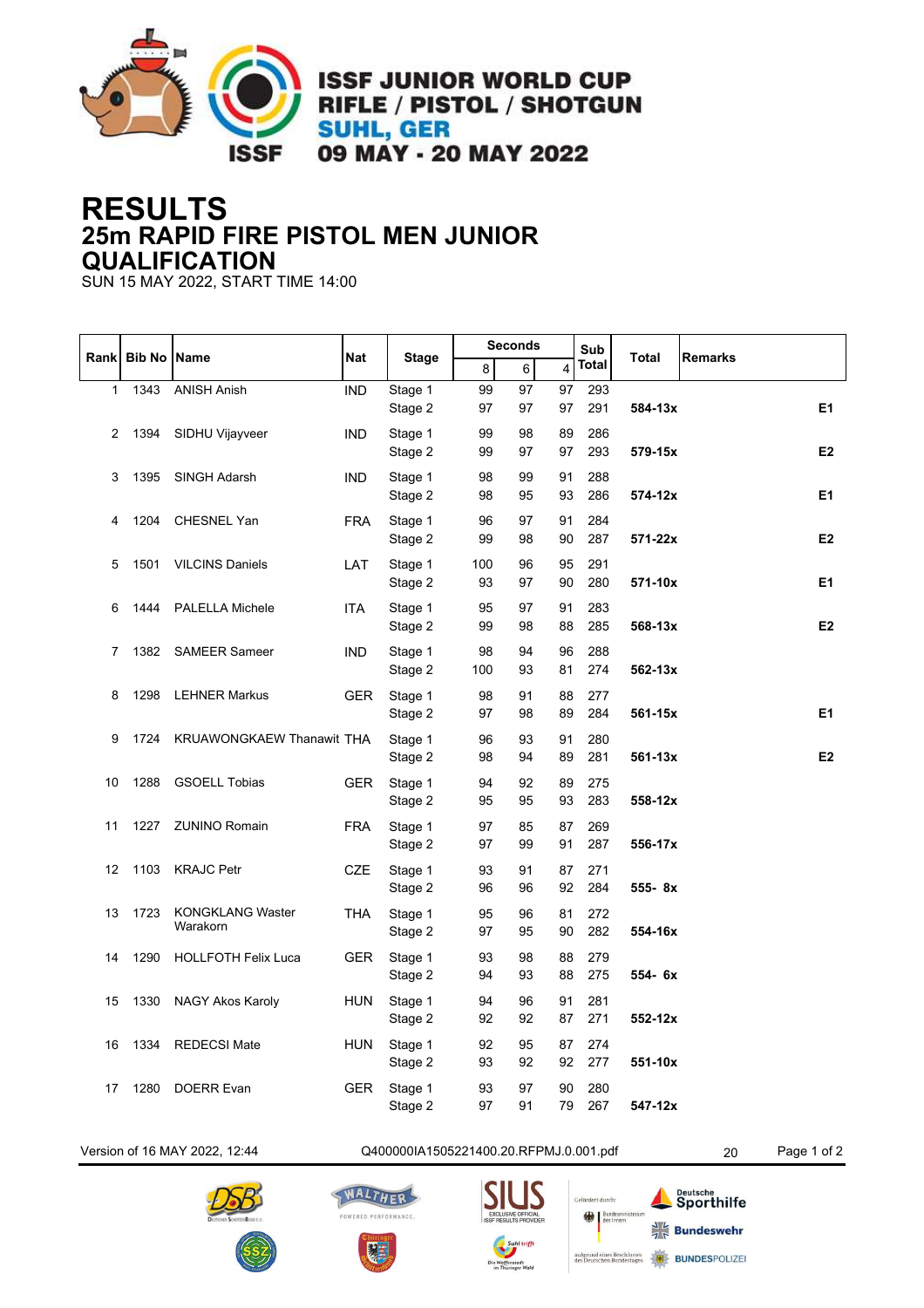ISSF JUNIOR WORLD CUP
RIFLE / PISTOL / SHOTGUN
SUHL, GER
09 MAY - 20 MAY 2022

# RESULTS
## 25m RAPID FIRE PISTOL MEN JUNIOR
## QUALIFICATION

SUN 15 MAY 2022, START TIME 14:00

| Rank | Bib No | Name | Nat | Stage | Seconds 8 | 6 | 4 | Sub Total | Total | Remarks |
|---|---|---|---|---|---|---|---|---|---|---|
| 1 | 1343 | ANISH Anish | IND | Stage 1 | 99 | 97 | 97 | 293 | | |
| | | | | Stage 2 | 97 | 97 | 97 | 291 | **584-13x** | **E1** |
| 2 | 1394 | SIDHU Vijayveer | IND | Stage 1 | 99 | 98 | 89 | 286 | | |
| | | | | Stage 2 | 99 | 97 | 97 | 293 | **579-15x** | **E2** |
| 3 | 1395 | SINGH Adarsh | IND | Stage 1 | 98 | 99 | 91 | 288 | | |
| | | | | Stage 2 | 98 | 95 | 93 | 286 | **574-12x** | **E1** |
| 4 | 1204 | CHESNEL Yan | FRA | Stage 1 | 96 | 97 | 91 | 284 | | |
| | | | | Stage 2 | 99 | 98 | 90 | 287 | **571-22x** | **E2** |
| 5 | 1501 | VILCINS Daniels | LAT | Stage 1 | 100 | 96 | 95 | 291 | | |
| | | | | Stage 2 | 93 | 97 | 90 | 280 | **571-10x** | **E1** |
| 6 | 1444 | PALELLA Michele | ITA | Stage 1 | 95 | 97 | 91 | 283 | | |
| | | | | Stage 2 | 99 | 98 | 88 | 285 | **568-13x** | **E2** |
| 7 | 1382 | SAMEER Sameer | IND | Stage 1 | 98 | 94 | 96 | 288 | | |
| | | | | Stage 2 | 100 | 93 | 81 | 274 | **562-13x** | |
| 8 | 1298 | LEHNER Markus | GER | Stage 1 | 98 | 91 | 88 | 277 | | |
| | | | | Stage 2 | 97 | 98 | 89 | 284 | **561-15x** | **E1** |
| 9 | 1724 | KRUAWONGKAEW Thanawit | THA | Stage 1 | 96 | 93 | 91 | 280 | | |
| | | | | Stage 2 | 98 | 94 | 89 | 281 | **561-13x** | **E2** |
| 10 | 1288 | GSOELL Tobias | GER | Stage 1 | 94 | 92 | 89 | 275 | | |
| | | | | Stage 2 | 95 | 95 | 93 | 283 | **558-12x** | |
| 11 | 1227 | ZUNINO Romain | FRA | Stage 1 | 97 | 85 | 87 | 269 | | |
| | | | | Stage 2 | 97 | 99 | 91 | 287 | **556-17x** | |
| 12 | 1103 | KRAJC Petr | CZE | Stage 1 | 93 | 91 | 87 | 271 | | |
| | | | | Stage 2 | 96 | 96 | 92 | 284 | **555- 8x** | |
| 13 | 1723 | KONGKLANG Waster Warakorn | THA | Stage 1 | 95 | 96 | 81 | 272 | | |
| | | | | Stage 2 | 97 | 95 | 90 | 282 | **554-16x** | |
| 14 | 1290 | HOLLFOTH Felix Luca | GER | Stage 1 | 93 | 98 | 88 | 279 | | |
| | | | | Stage 2 | 94 | 93 | 88 | 275 | **554- 6x** | |
| 15 | 1330 | NAGY Akos Karoly | HUN | Stage 1 | 94 | 96 | 91 | 281 | | |
| | | | | Stage 2 | 92 | 92 | 87 | 271 | **552-12x** | |
| 16 | 1334 | REDECSI Mate | HUN | Stage 1 | 92 | 95 | 87 | 274 | | |
| | | | | Stage 2 | 93 | 92 | 92 | 277 | **551-10x** | |
| 17 | 1280 | DOERR Evan | GER | Stage 1 | 93 | 97 | 90 | 280 | | |
| | | | | Stage 2 | 97 | 91 | 79 | 267 | **547-12x** | |

Version of 16 MAY 2022, 12:44 Q400000IA1505221400.20.RFPMJ.0.001.pdf 20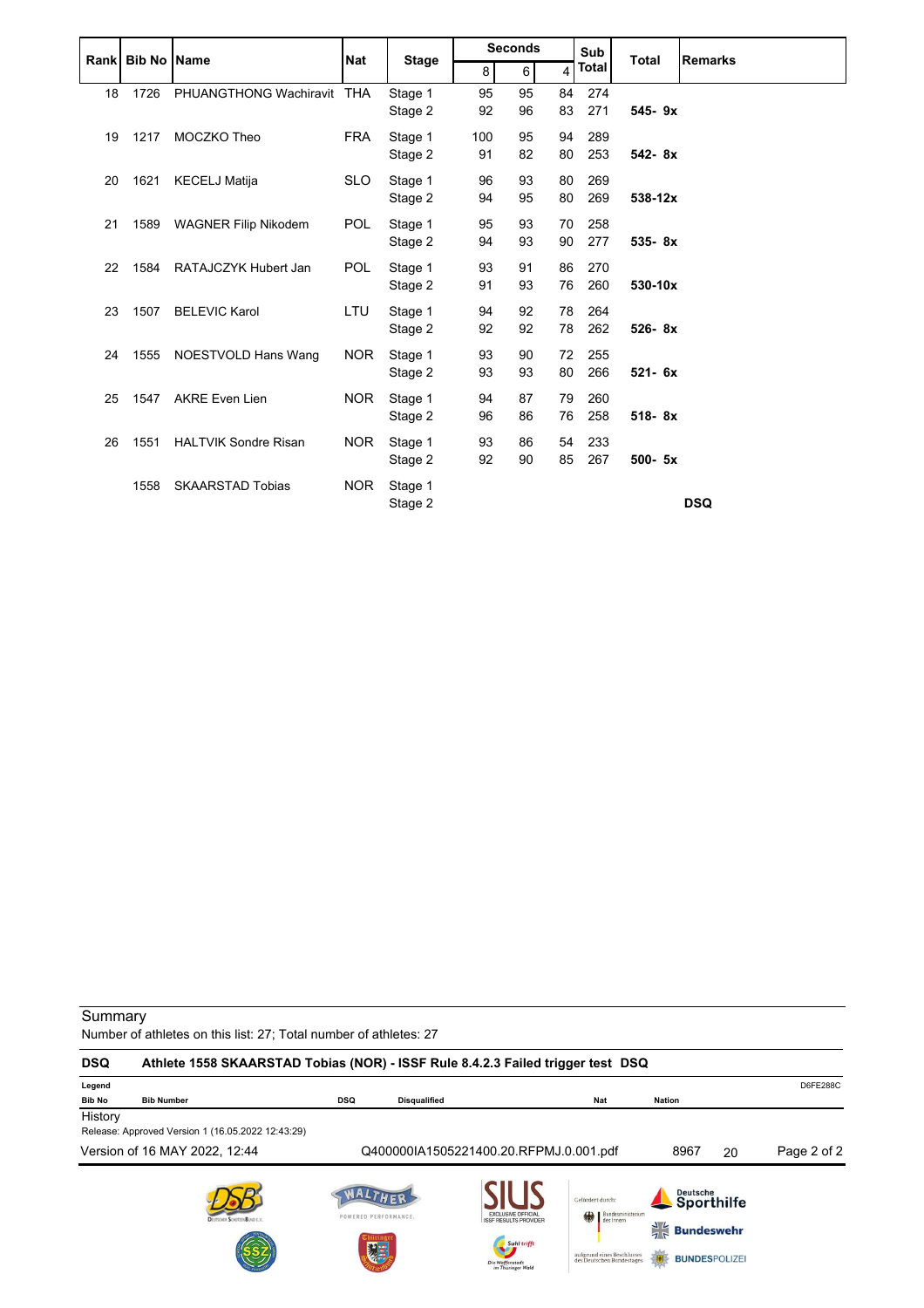| Rank | Bib No | Name | Nat | Stage | Seconds | | | Sub Total | Total | Remarks |
|---|---|---|---|---|---|---|---|---|---|---|
| | | | | | 8 | 6 | 4 | | | |
| 18 | 1726 | PHUANGTHONG Wachiravit | THA | Stage 1 | 95 | 95 | 84 | 274 | | |
| | | | | Stage 2 | 92 | 96 | 83 | 271 | **545- 9x** | |
| 19 | 1217 | MOCZKO Theo | FRA | Stage 1 | 100 | 95 | 94 | 289 | | |
| | | | | Stage 2 | 91 | 82 | 80 | 253 | **542- 8x** | |
| 20 | 1621 | KECELJ Matija | SLO | Stage 1 | 96 | 93 | 80 | 269 | | |
| | | | | Stage 2 | 94 | 95 | 80 | 269 | **538-12x** | |
| 21 | 1589 | WAGNER Filip Nikodem | POL | Stage 1 | 95 | 93 | 70 | 258 | | |
| | | | | Stage 2 | 94 | 93 | 90 | 277 | **535- 8x** | |
| 22 | 1584 | RATAJCZYK Hubert Jan | POL | Stage 1 | 93 | 91 | 86 | 270 | | |
| | | | | Stage 2 | 91 | 93 | 76 | 260 | **530-10x** | |
| 23 | 1507 | BELEVIC Karol | LTU | Stage 1 | 94 | 92 | 78 | 264 | | |
| | | | | Stage 2 | 92 | 92 | 78 | 262 | **526- 8x** | |
| 24 | 1555 | NOESTVOLD Hans Wang | NOR | Stage 1 | 93 | 90 | 72 | 255 | | |
| | | | | Stage 2 | 93 | 93 | 80 | 266 | **521- 6x** | |
| 25 | 1547 | AKRE Even Lien | NOR | Stage 1 | 94 | 87 | 79 | 260 | | |
| | | | | Stage 2 | 96 | 86 | 76 | 258 | **518- 8x** | |
| 26 | 1551 | HALTVIK Sondre Risan | NOR | Stage 1 | 93 | 86 | 54 | 233 | | |
| | | | | Stage 2 | 92 | 90 | 85 | 267 | **500- 5x** | |
| | 1558 | SKAARSTAD Tobias | NOR | Stage 1 | | | | | | |
| | | | | Stage 2 | | | | | | **DSQ** |

Summary

Number of athletes on this list: 27; Total number of athletes: 27

**DSQ** **Athlete 1558 SKAARSTAD Tobias (NOR) - ISSF Rule 8.4.2.3 Failed trigger test DSQ**

Legend

| Bib No | Bib Number | DSQ | Disqualified | Nat | Nation |
|---|---|---|---|---|---|

History

Release: Approved Version 1 (16.05.2022 12:43:29)

Version of 16 MAY 2022, 12:44 Q400000IA1505221400.20.RFPMJ.0.001.pdf 8967 20